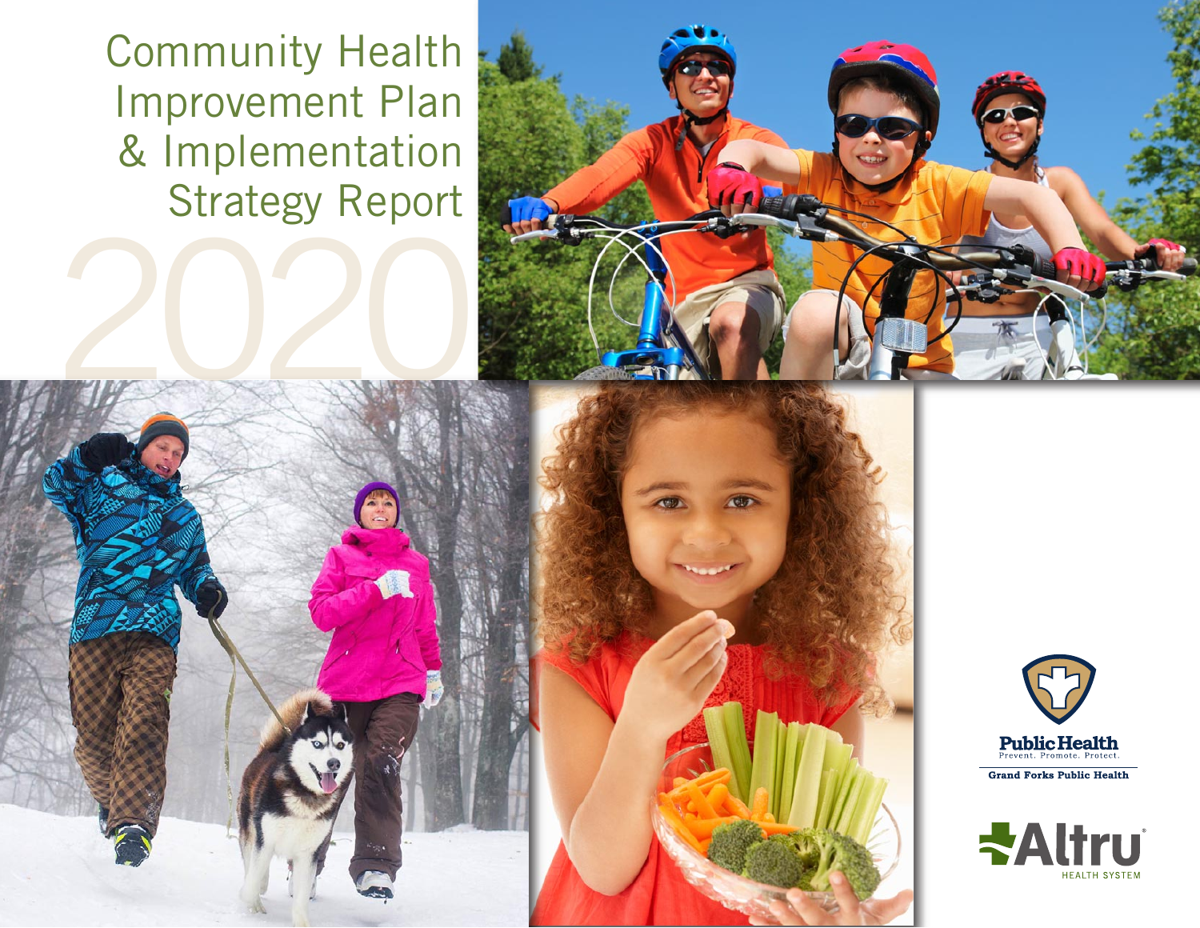# Community Health Improvement Plan & Implementation Strategy Report

# 2020

Public Health
Prevent. Promote. Protect.

Grand Forks Public Health

Altru
HEALTH SYSTEM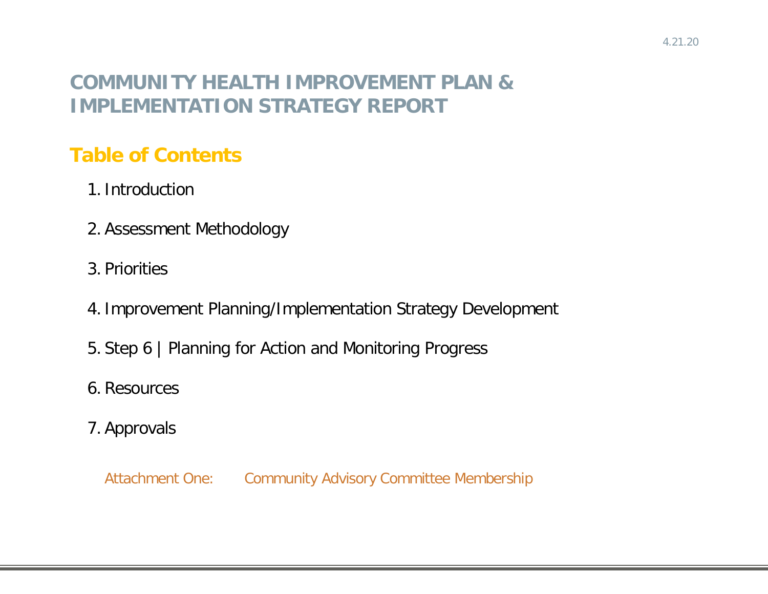4.21.20

# COMMUNITY HEALTH IMPROVEMENT PLAN & IMPLEMENTATION STRATEGY REPORT

## Table of Contents

1. Introduction
2. Assessment Methodology
3. Priorities
4. Improvement Planning/Implementation Strategy Development
5. Step 6 | Planning for Action and Monitoring Progress
6. Resources
7. Approvals

Attachment One: Community Advisory Committee Membership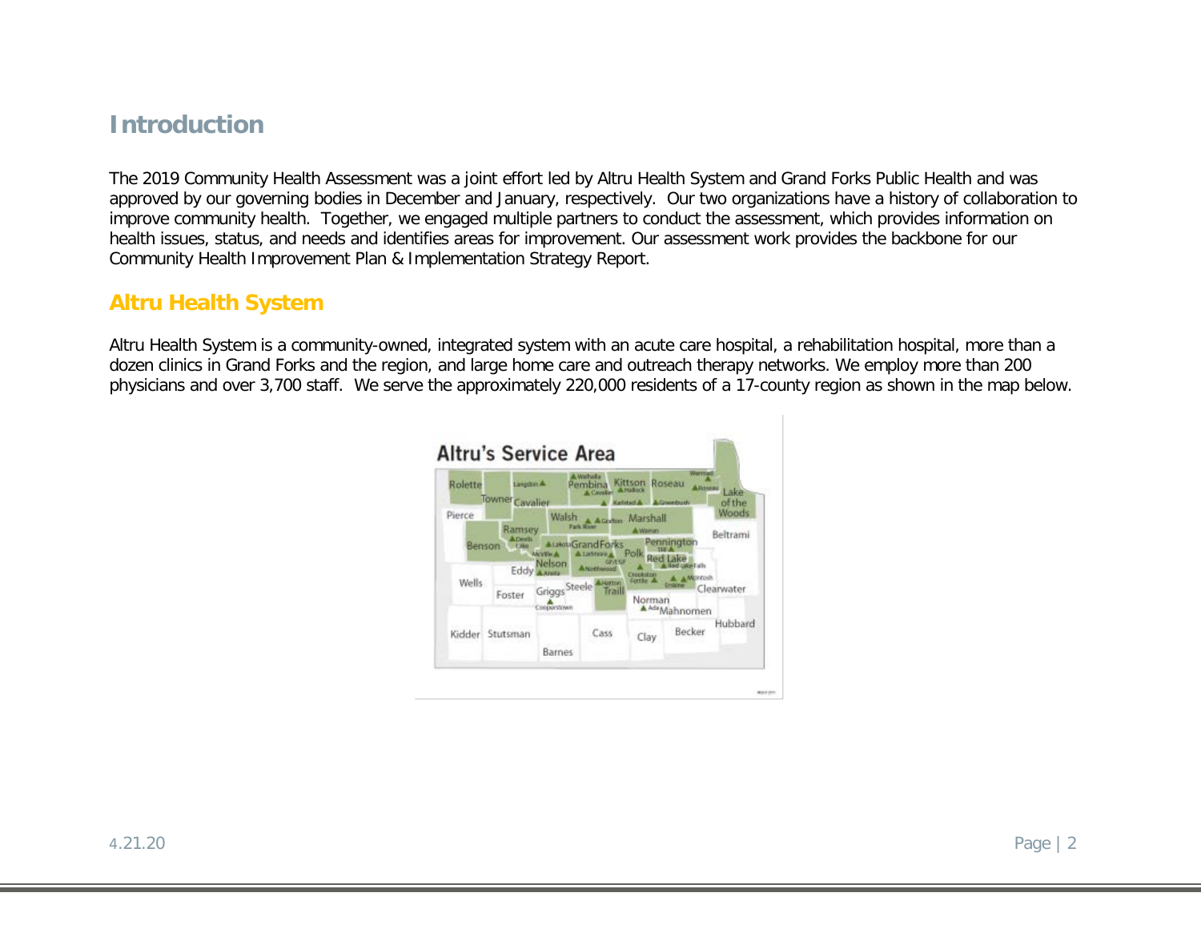## Introduction

The 2019 Community Health Assessment was a joint effort led by Altru Health System and Grand Forks Public Health and was approved by our governing bodies in December and January, respectively. Our two organizations have a history of collaboration to improve community health. Together, we engaged multiple partners to conduct the assessment, which provides information on health issues, status, and needs and identifies areas for improvement. Our assessment work provides the backbone for our Community Health Improvement Plan & Implementation Strategy Report.

### Altru Health System

Altru Health System is a community-owned, integrated system with an acute care hospital, a rehabilitation hospital, more than a dozen clinics in Grand Forks and the region, and large home care and outreach therapy networks. We employ more than 200 physicians and over 3,700 staff. We serve the approximately 220,000 residents of a 17-county region as shown in the map below.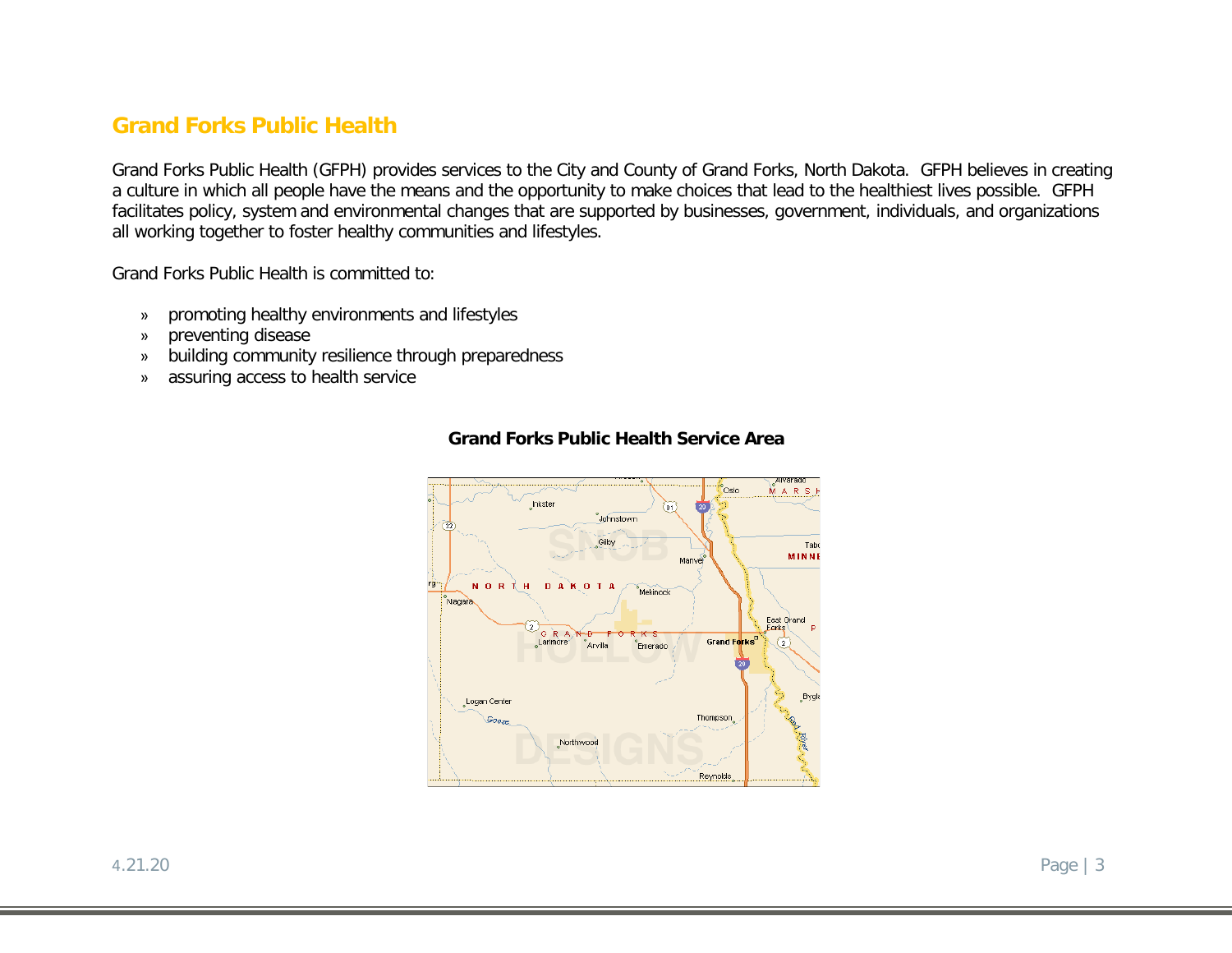## Grand Forks Public Health

Grand Forks Public Health (GFPH) provides services to the City and County of Grand Forks, North Dakota. GFPH believes in creating a culture in which all people have the means and the opportunity to make choices that lead to the healthiest lives possible. GFPH facilitates policy, system and environmental changes that are supported by businesses, government, individuals, and organizations all working together to foster healthy communities and lifestyles.

Grand Forks Public Health is committed to:

- promoting healthy environments and lifestyles
- preventing disease
- building community resilience through preparedness
- assuring access to health service

**Grand Forks Public Health Service Area**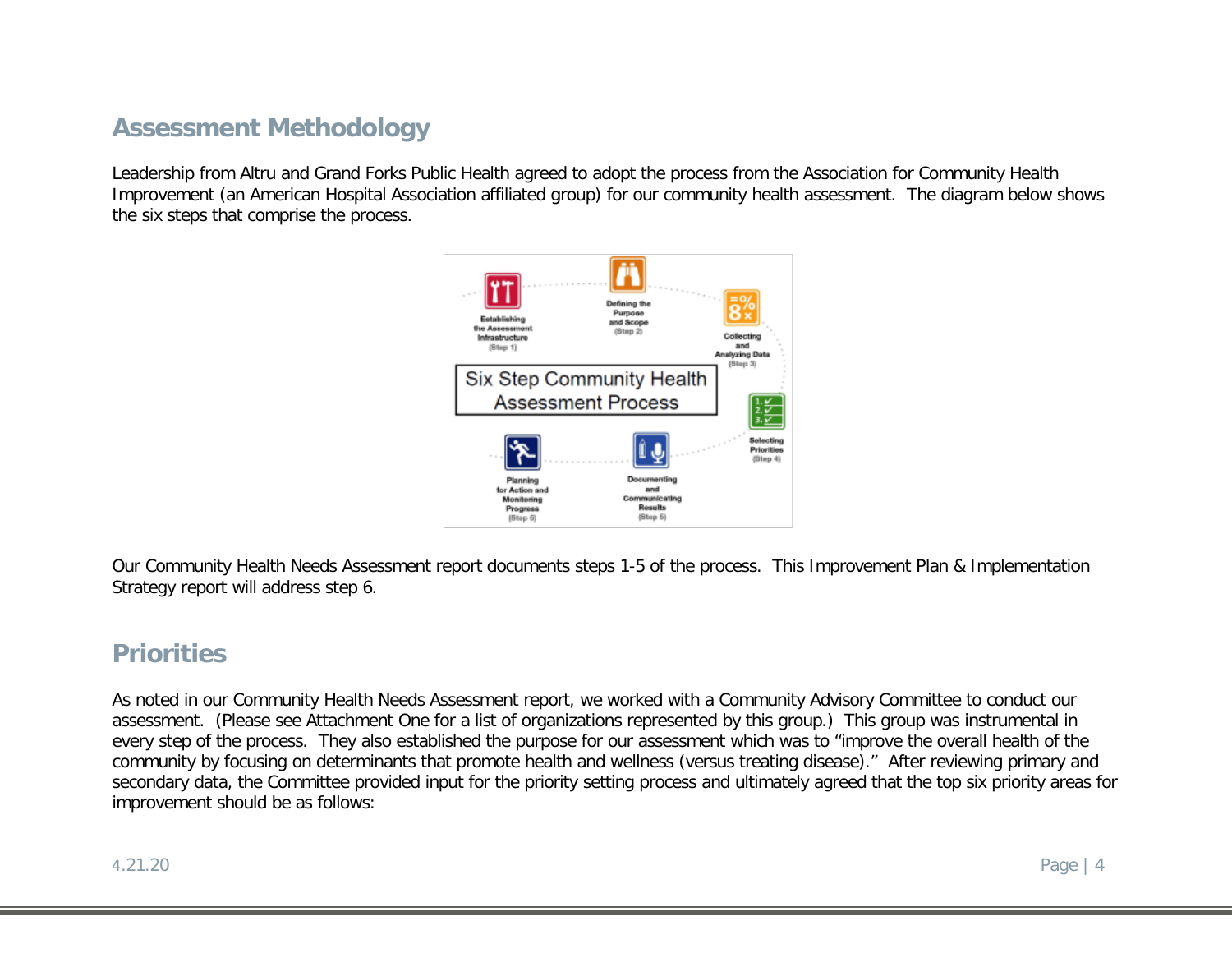## Assessment Methodology

Leadership from Altru and Grand Forks Public Health agreed to adopt the process from the Association for Community Health Improvement (an American Hospital Association affiliated group) for our community health assessment. The diagram below shows the six steps that comprise the process.

Six Step Community Health Assessment Process

- Establishing the Assessment Infrastructure (Step 1)
- Defining the Purpose and Scope (Step 2)
- Collecting and Analyzing Data (Step 3)
- Selecting Priorities (Step 4)
- Documenting and Communicating Results (Step 5)
- Planning for Action and Monitoring Progress (Step 6)

Our Community Health Needs Assessment report documents steps 1-5 of the process. This Improvement Plan & Implementation Strategy report will address step 6.

## Priorities

As noted in our Community Health Needs Assessment report, we worked with a Community Advisory Committee to conduct our assessment. (Please see Attachment One for a list of organizations represented by this group.) This group was instrumental in every step of the process. They also established the purpose for our assessment which was to "improve the overall health of the community by focusing on determinants that promote health and wellness (versus treating disease)." After reviewing primary and secondary data, the Committee provided input for the priority setting process and ultimately agreed that the top six priority areas for improvement should be as follows: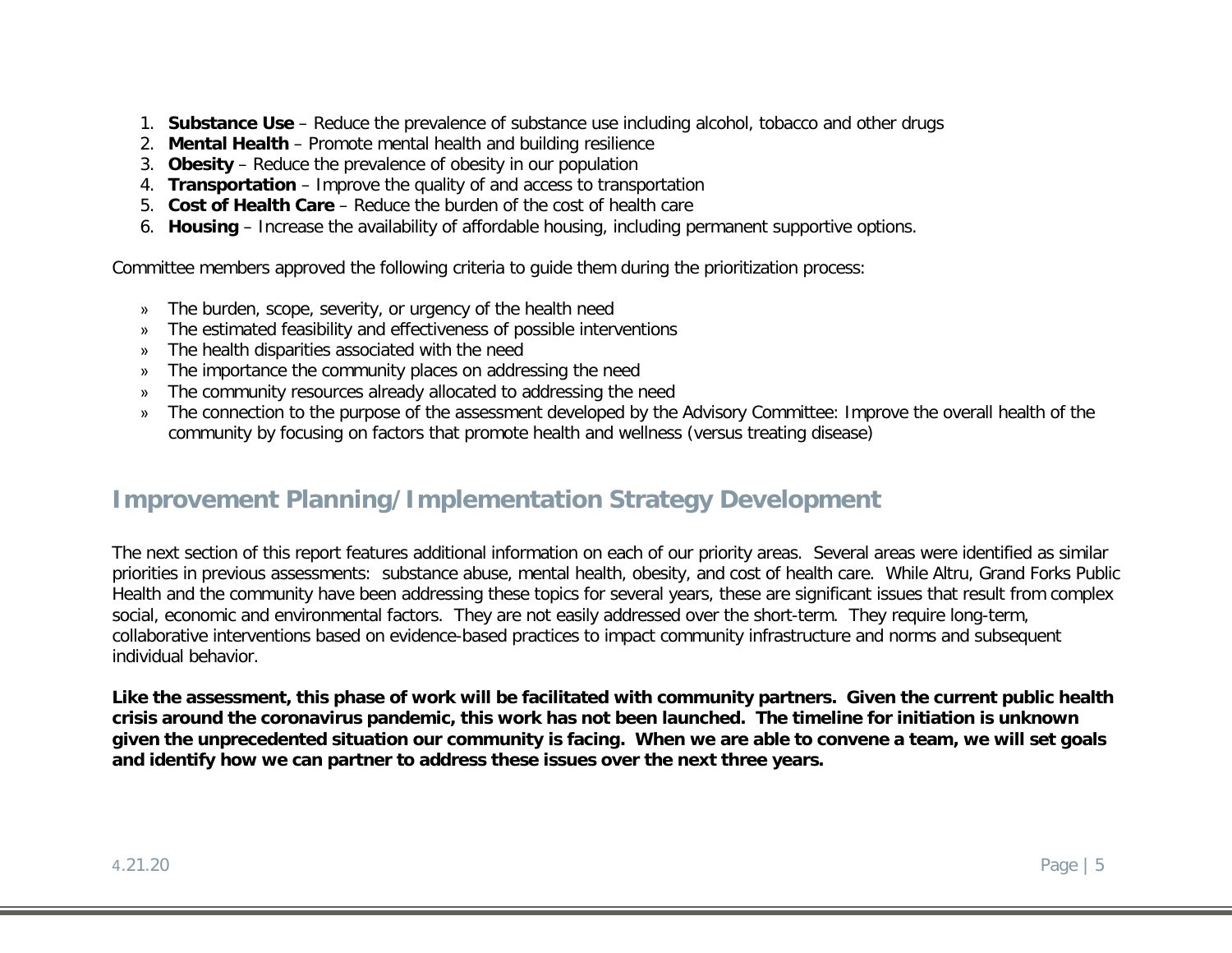1. **Substance Use** – Reduce the prevalence of substance use including alcohol, tobacco and other drugs
2. **Mental Health** – Promote mental health and building resilience
3. **Obesity** – Reduce the prevalence of obesity in our population
4. **Transportation** – Improve the quality of and access to transportation
5. **Cost of Health Care** – Reduce the burden of the cost of health care
6. **Housing** – Increase the availability of affordable housing, including permanent supportive options.

Committee members approved the following criteria to guide them during the prioritization process:

- The burden, scope, severity, or urgency of the health need
- The estimated feasibility and effectiveness of possible interventions
- The health disparities associated with the need
- The importance the community places on addressing the need
- The community resources already allocated to addressing the need
- The connection to the purpose of the assessment developed by the Advisory Committee: Improve the overall health of the community by focusing on factors that promote health and wellness (versus treating disease)

## Improvement Planning/Implementation Strategy Development

The next section of this report features additional information on each of our priority areas. Several areas were identified as similar priorities in previous assessments: substance abuse, mental health, obesity, and cost of health care. While Altru, Grand Forks Public Health and the community have been addressing these topics for several years, these are significant issues that result from complex social, economic and environmental factors. They are not easily addressed over the short-term. They require long-term, collaborative interventions based on evidence-based practices to impact community infrastructure and norms and subsequent individual behavior.

**Like the assessment, this phase of work will be facilitated with community partners. Given the current public health crisis around the coronavirus pandemic, this work has not been launched. The timeline for initiation is unknown given the unprecedented situation our community is facing. When we are able to convene a team, we will set goals and identify how we can partner to address these issues over the next three years.**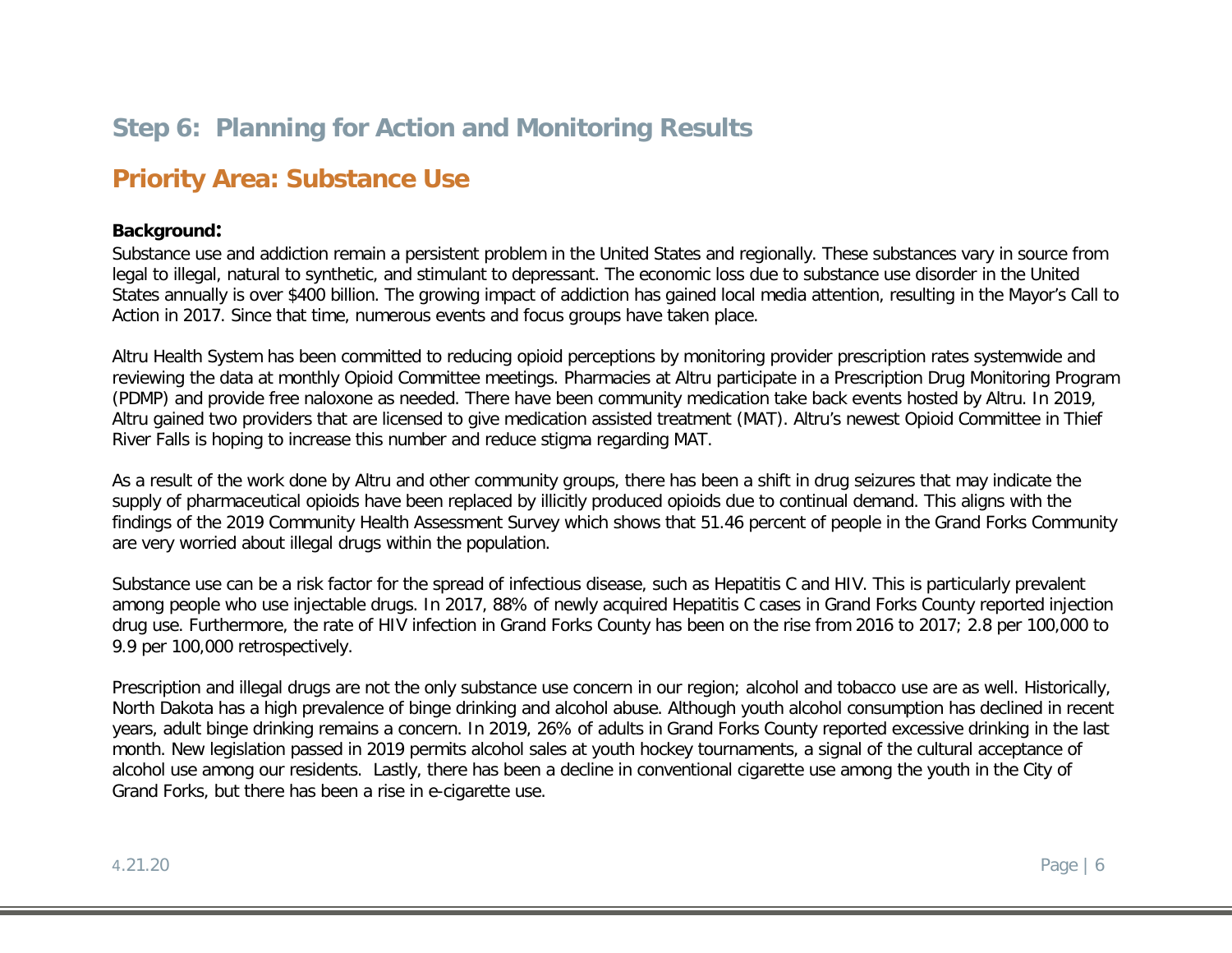## Step 6: Planning for Action and Monitoring Results

## Priority Area: Substance Use

**Background:**

Substance use and addiction remain a persistent problem in the United States and regionally. These substances vary in source from legal to illegal, natural to synthetic, and stimulant to depressant. The economic loss due to substance use disorder in the United States annually is over $400 billion. The growing impact of addiction has gained local media attention, resulting in the Mayor's Call to Action in 2017. Since that time, numerous events and focus groups have taken place.

Altru Health System has been committed to reducing opioid perceptions by monitoring provider prescription rates systemwide and reviewing the data at monthly Opioid Committee meetings. Pharmacies at Altru participate in a Prescription Drug Monitoring Program (PDMP) and provide free naloxone as needed. There have been community medication take back events hosted by Altru. In 2019, Altru gained two providers that are licensed to give medication assisted treatment (MAT). Altru's newest Opioid Committee in Thief River Falls is hoping to increase this number and reduce stigma regarding MAT.

As a result of the work done by Altru and other community groups, there has been a shift in drug seizures that may indicate the supply of pharmaceutical opioids have been replaced by illicitly produced opioids due to continual demand. This aligns with the findings of the 2019 Community Health Assessment Survey which shows that 51.46 percent of people in the Grand Forks Community are very worried about illegal drugs within the population.

Substance use can be a risk factor for the spread of infectious disease, such as Hepatitis C and HIV. This is particularly prevalent among people who use injectable drugs. In 2017, 88% of newly acquired Hepatitis C cases in Grand Forks County reported injection drug use. Furthermore, the rate of HIV infection in Grand Forks County has been on the rise from 2016 to 2017; 2.8 per 100,000 to 9.9 per 100,000 retrospectively.

Prescription and illegal drugs are not the only substance use concern in our region; alcohol and tobacco use are as well. Historically, North Dakota has a high prevalence of binge drinking and alcohol abuse. Although youth alcohol consumption has declined in recent years, adult binge drinking remains a concern. In 2019, 26% of adults in Grand Forks County reported excessive drinking in the last month. New legislation passed in 2019 permits alcohol sales at youth hockey tournaments, a signal of the cultural acceptance of alcohol use among our residents. Lastly, there has been a decline in conventional cigarette use among the youth in the City of Grand Forks, but there has been a rise in e-cigarette use.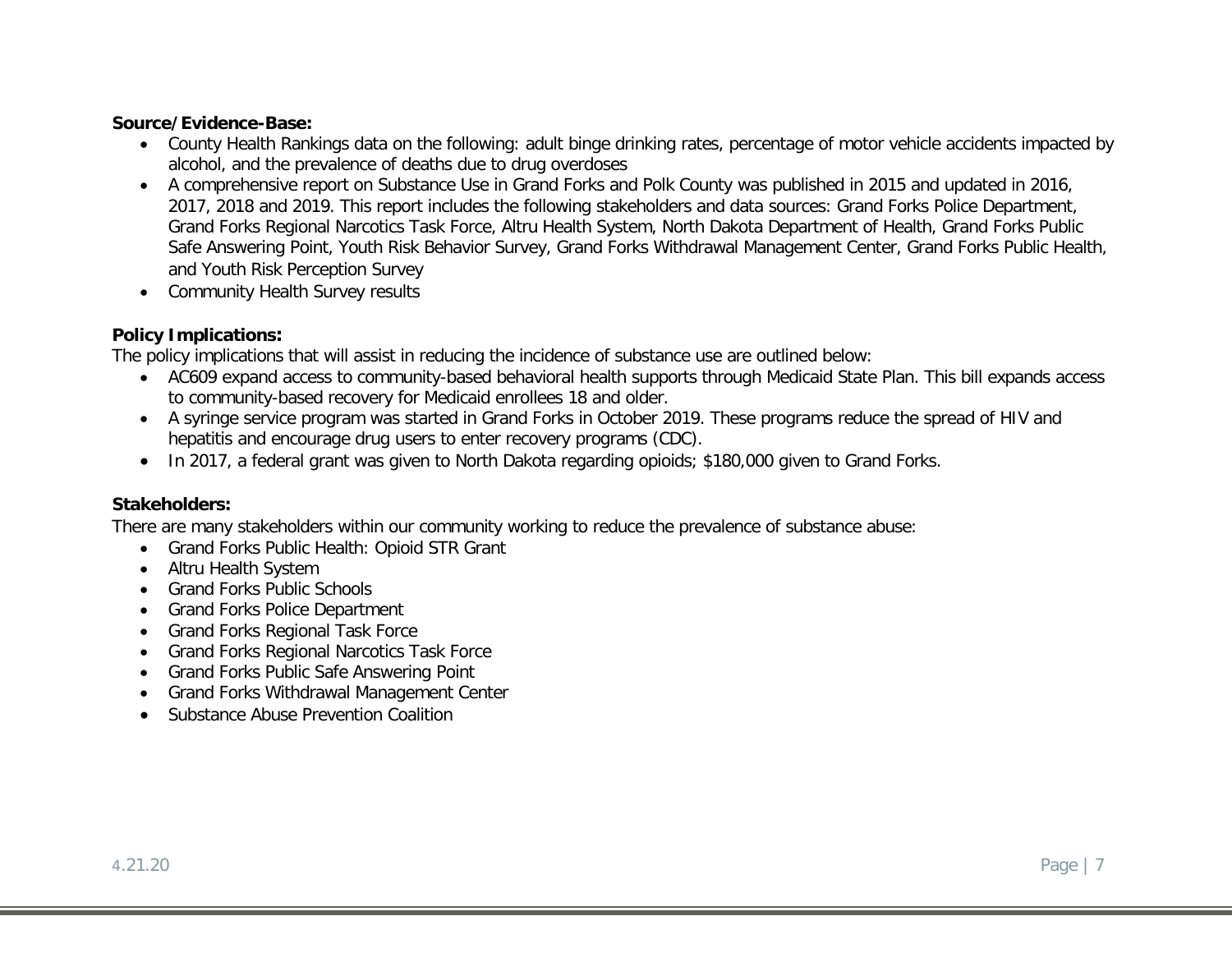**Source/Evidence-Base:**

- County Health Rankings data on the following: adult binge drinking rates, percentage of motor vehicle accidents impacted by alcohol, and the prevalence of deaths due to drug overdoses
- A comprehensive report on Substance Use in Grand Forks and Polk County was published in 2015 and updated in 2016, 2017, 2018 and 2019. This report includes the following stakeholders and data sources: Grand Forks Police Department, Grand Forks Regional Narcotics Task Force, Altru Health System, North Dakota Department of Health, Grand Forks Public Safe Answering Point, Youth Risk Behavior Survey, Grand Forks Withdrawal Management Center, Grand Forks Public Health, and Youth Risk Perception Survey
- Community Health Survey results

**Policy Implications:**

The policy implications that will assist in reducing the incidence of substance use are outlined below:

- AC609 expand access to community-based behavioral health supports through Medicaid State Plan. This bill expands access to community-based recovery for Medicaid enrollees 18 and older.
- A syringe service program was started in Grand Forks in October 2019. These programs reduce the spread of HIV and hepatitis and encourage drug users to enter recovery programs (CDC).
- In 2017, a federal grant was given to North Dakota regarding opioids; $180,000 given to Grand Forks.

**Stakeholders:**

There are many stakeholders within our community working to reduce the prevalence of substance abuse:

- Grand Forks Public Health: Opioid STR Grant
- Altru Health System
- Grand Forks Public Schools
- Grand Forks Police Department
- Grand Forks Regional Task Force
- Grand Forks Regional Narcotics Task Force
- Grand Forks Public Safe Answering Point
- Grand Forks Withdrawal Management Center
- Substance Abuse Prevention Coalition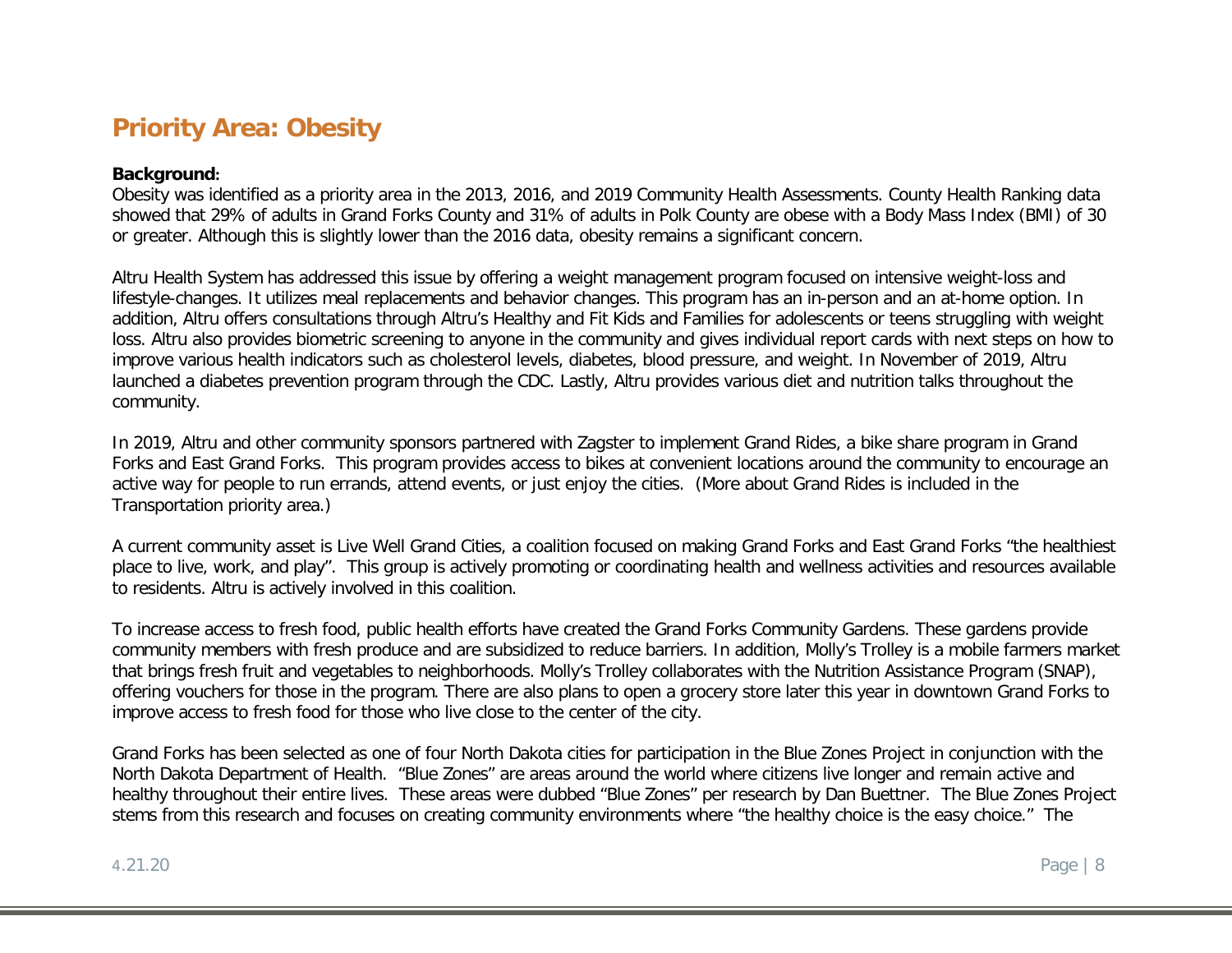## Priority Area: Obesity

**Background:**

Obesity was identified as a priority area in the 2013, 2016, and 2019 Community Health Assessments. County Health Ranking data showed that 29% of adults in Grand Forks County and 31% of adults in Polk County are obese with a Body Mass Index (BMI) of 30 or greater. Although this is slightly lower than the 2016 data, obesity remains a significant concern.

Altru Health System has addressed this issue by offering a weight management program focused on intensive weight-loss and lifestyle-changes. It utilizes meal replacements and behavior changes. This program has an in-person and an at-home option. In addition, Altru offers consultations through Altru's Healthy and Fit Kids and Families for adolescents or teens struggling with weight loss. Altru also provides biometric screening to anyone in the community and gives individual report cards with next steps on how to improve various health indicators such as cholesterol levels, diabetes, blood pressure, and weight. In November of 2019, Altru launched a diabetes prevention program through the CDC. Lastly, Altru provides various diet and nutrition talks throughout the community.

In 2019, Altru and other community sponsors partnered with Zagster to implement Grand Rides, a bike share program in Grand Forks and East Grand Forks. This program provides access to bikes at convenient locations around the community to encourage an active way for people to run errands, attend events, or just enjoy the cities. (More about Grand Rides is included in the Transportation priority area.)

A current community asset is Live Well Grand Cities, a coalition focused on making Grand Forks and East Grand Forks "the healthiest place to live, work, and play". This group is actively promoting or coordinating health and wellness activities and resources available to residents. Altru is actively involved in this coalition.

To increase access to fresh food, public health efforts have created the Grand Forks Community Gardens. These gardens provide community members with fresh produce and are subsidized to reduce barriers. In addition, Molly's Trolley is a mobile farmers market that brings fresh fruit and vegetables to neighborhoods. Molly's Trolley collaborates with the Nutrition Assistance Program (SNAP), offering vouchers for those in the program. There are also plans to open a grocery store later this year in downtown Grand Forks to improve access to fresh food for those who live close to the center of the city.

Grand Forks has been selected as one of four North Dakota cities for participation in the Blue Zones Project in conjunction with the North Dakota Department of Health. "Blue Zones" are areas around the world where citizens live longer and remain active and healthy throughout their entire lives. These areas were dubbed "Blue Zones" per research by Dan Buettner. The Blue Zones Project stems from this research and focuses on creating community environments where "the healthy choice is the easy choice." The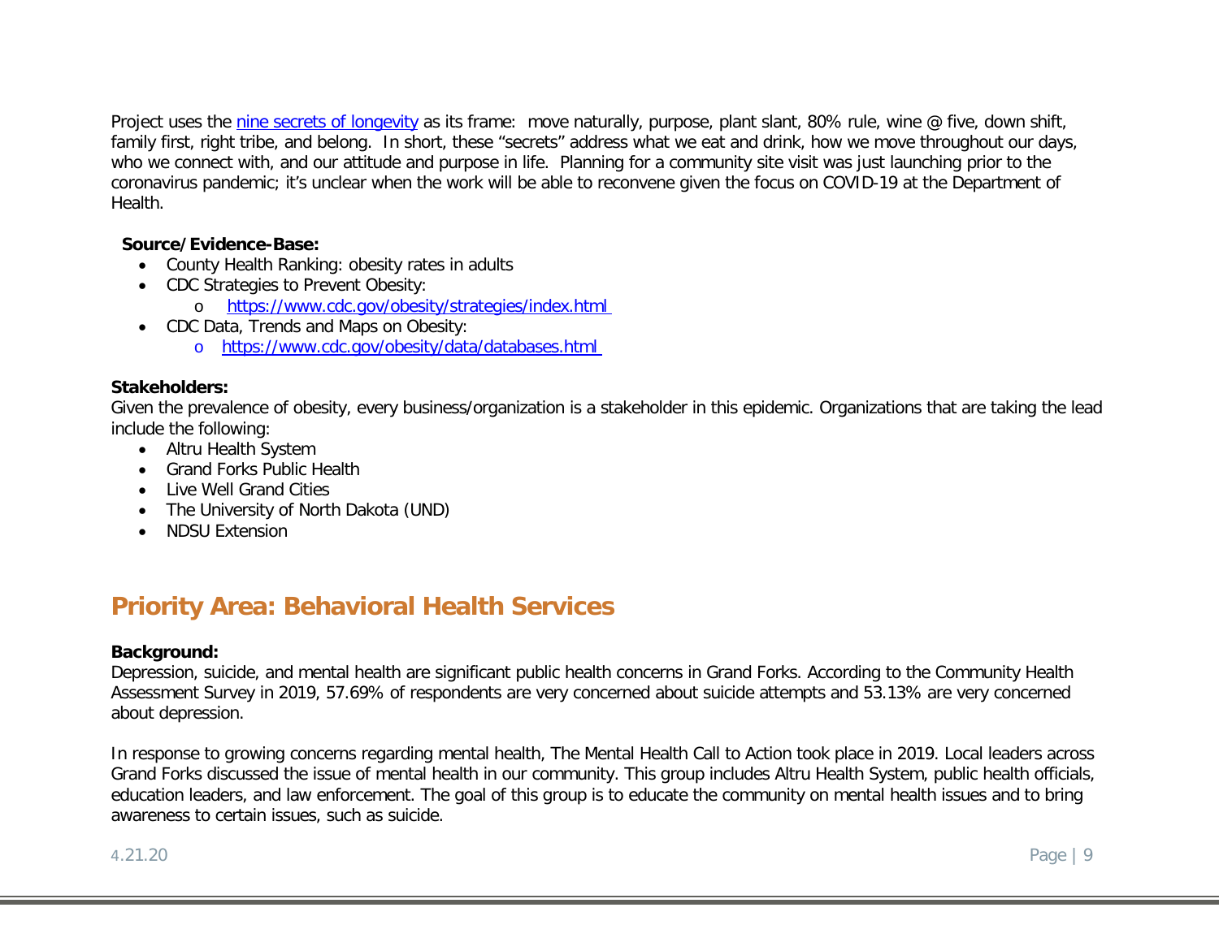Project uses the [nine secrets of longevity] as its frame: move naturally, purpose, plant slant, 80% rule, wine @ five, down shift, family first, right tribe, and belong. In short, these "secrets" address what we eat and drink, how we move throughout our days, who we connect with, and our attitude and purpose in life. Planning for a community site visit was just launching prior to the coronavirus pandemic; it's unclear when the work will be able to reconvene given the focus on COVID-19 at the Department of Health.

**Source/Evidence-Base:**

- County Health Ranking: obesity rates in adults
- CDC Strategies to Prevent Obesity:
  - https://www.cdc.gov/obesity/strategies/index.html
- CDC Data, Trends and Maps on Obesity:
  - https://www.cdc.gov/obesity/data/databases.html

**Stakeholders:**

Given the prevalence of obesity, every business/organization is a stakeholder in this epidemic. Organizations that are taking the lead include the following:

- Altru Health System
- Grand Forks Public Health
- Live Well Grand Cities
- The University of North Dakota (UND)
- NDSU Extension

## Priority Area: Behavioral Health Services

**Background:**

Depression, suicide, and mental health are significant public health concerns in Grand Forks. According to the Community Health Assessment Survey in 2019, 57.69% of respondents are very concerned about suicide attempts and 53.13% are very concerned about depression.

In response to growing concerns regarding mental health, The Mental Health Call to Action took place in 2019. Local leaders across Grand Forks discussed the issue of mental health in our community. This group includes Altru Health System, public health officials, education leaders, and law enforcement. The goal of this group is to educate the community on mental health issues and to bring awareness to certain issues, such as suicide.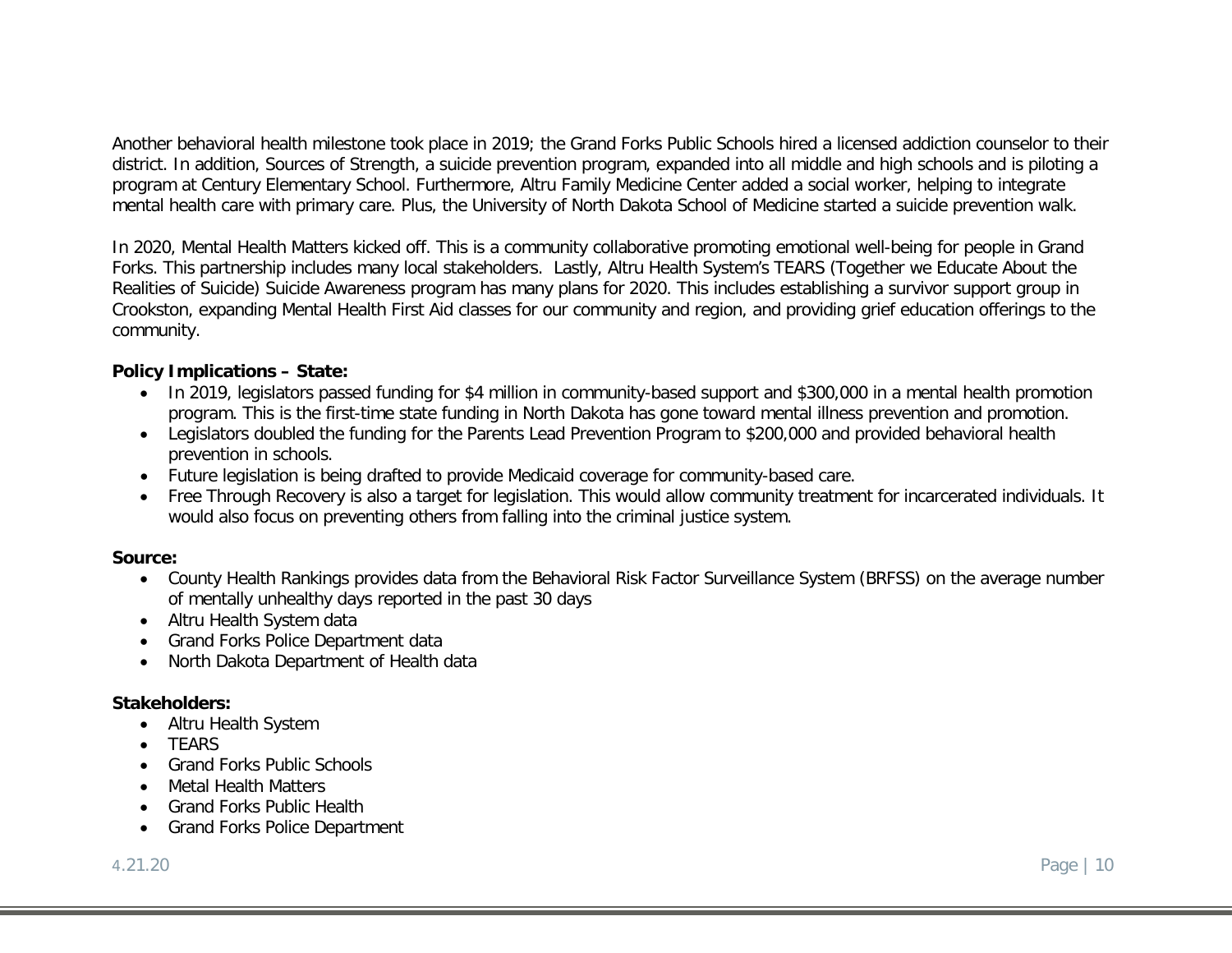Another behavioral health milestone took place in 2019; the Grand Forks Public Schools hired a licensed addiction counselor to their district. In addition, Sources of Strength, a suicide prevention program, expanded into all middle and high schools and is piloting a program at Century Elementary School. Furthermore, Altru Family Medicine Center added a social worker, helping to integrate mental health care with primary care. Plus, the University of North Dakota School of Medicine started a suicide prevention walk.

In 2020, Mental Health Matters kicked off. This is a community collaborative promoting emotional well-being for people in Grand Forks. This partnership includes many local stakeholders. Lastly, Altru Health System's TEARS (Together we Educate About the Realities of Suicide) Suicide Awareness program has many plans for 2020. This includes establishing a survivor support group in Crookston, expanding Mental Health First Aid classes for our community and region, and providing grief education offerings to the community.

**Policy Implications – State:**

- In 2019, legislators passed funding for $4 million in community-based support and $300,000 in a mental health promotion program. This is the first-time state funding in North Dakota has gone toward mental illness prevention and promotion.
- Legislators doubled the funding for the Parents Lead Prevention Program to $200,000 and provided behavioral health prevention in schools.
- Future legislation is being drafted to provide Medicaid coverage for community-based care.
- Free Through Recovery is also a target for legislation. This would allow community treatment for incarcerated individuals. It would also focus on preventing others from falling into the criminal justice system.

**Source:**

- County Health Rankings provides data from the Behavioral Risk Factor Surveillance System (BRFSS) on the average number of mentally unhealthy days reported in the past 30 days
- Altru Health System data
- Grand Forks Police Department data
- North Dakota Department of Health data

**Stakeholders:**

- Altru Health System
- TEARS
- Grand Forks Public Schools
- Metal Health Matters
- Grand Forks Public Health
- Grand Forks Police Department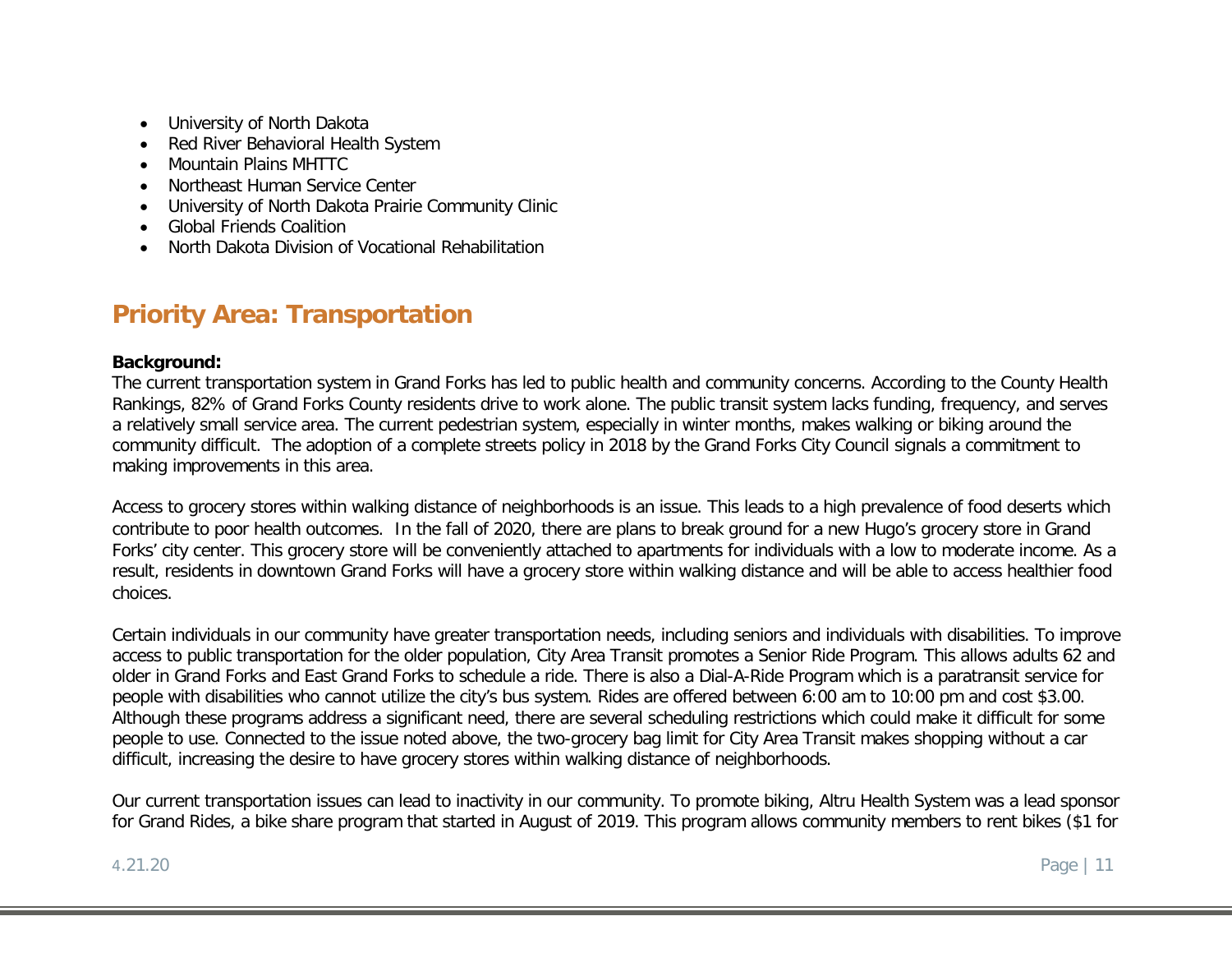- University of North Dakota
- Red River Behavioral Health System
- Mountain Plains MHTTC
- Northeast Human Service Center
- University of North Dakota Prairie Community Clinic
- Global Friends Coalition
- North Dakota Division of Vocational Rehabilitation

## Priority Area: Transportation

**Background:**
The current transportation system in Grand Forks has led to public health and community concerns. According to the County Health Rankings, 82% of Grand Forks County residents drive to work alone. The public transit system lacks funding, frequency, and serves a relatively small service area. The current pedestrian system, especially in winter months, makes walking or biking around the community difficult. The adoption of a complete streets policy in 2018 by the Grand Forks City Council signals a commitment to making improvements in this area.

Access to grocery stores within walking distance of neighborhoods is an issue. This leads to a high prevalence of food deserts which contribute to poor health outcomes. In the fall of 2020, there are plans to break ground for a new Hugo's grocery store in Grand Forks' city center. This grocery store will be conveniently attached to apartments for individuals with a low to moderate income. As a result, residents in downtown Grand Forks will have a grocery store within walking distance and will be able to access healthier food choices.

Certain individuals in our community have greater transportation needs, including seniors and individuals with disabilities. To improve access to public transportation for the older population, City Area Transit promotes a Senior Ride Program. This allows adults 62 and older in Grand Forks and East Grand Forks to schedule a ride. There is also a Dial-A-Ride Program which is a paratransit service for people with disabilities who cannot utilize the city's bus system. Rides are offered between 6:00 am to 10:00 pm and cost $3.00. Although these programs address a significant need, there are several scheduling restrictions which could make it difficult for some people to use. Connected to the issue noted above, the two-grocery bag limit for City Area Transit makes shopping without a car difficult, increasing the desire to have grocery stores within walking distance of neighborhoods.

Our current transportation issues can lead to inactivity in our community. To promote biking, Altru Health System was a lead sponsor for Grand Rides, a bike share program that started in August of 2019. This program allows community members to rent bikes ($1 for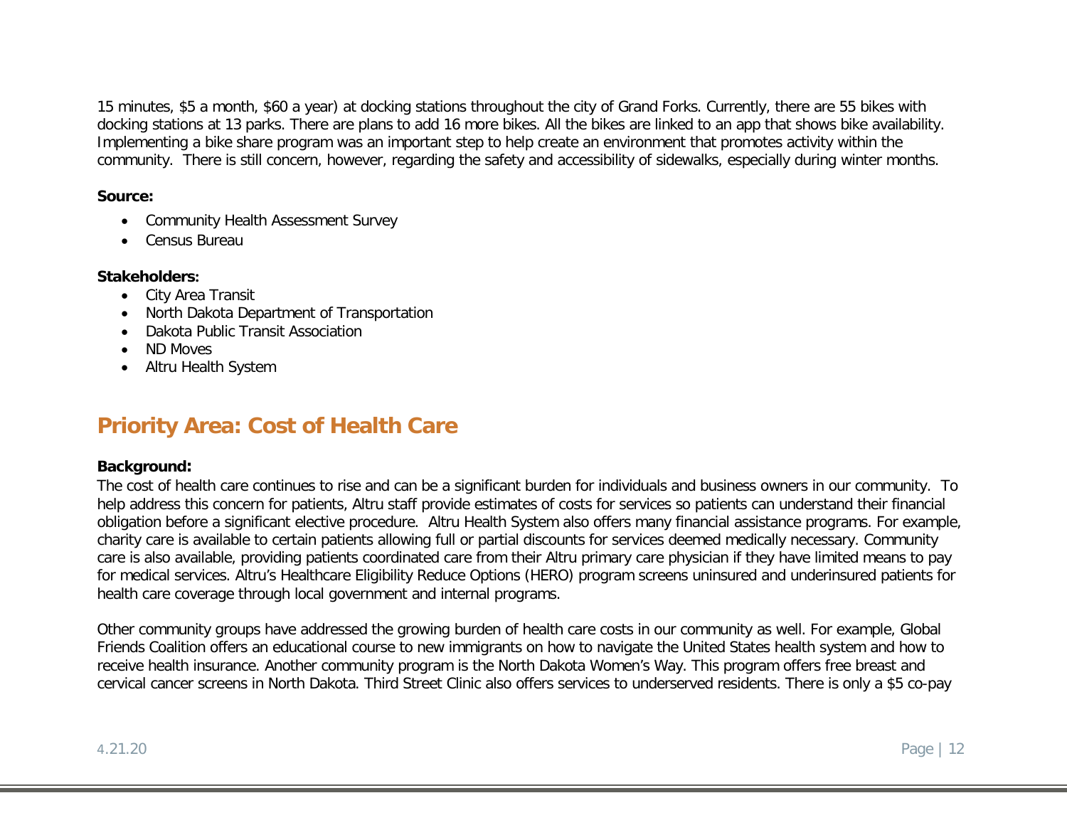15 minutes, $5 a month, $60 a year) at docking stations throughout the city of Grand Forks. Currently, there are 55 bikes with docking stations at 13 parks. There are plans to add 16 more bikes. All the bikes are linked to an app that shows bike availability. Implementing a bike share program was an important step to help create an environment that promotes activity within the community. There is still concern, however, regarding the safety and accessibility of sidewalks, especially during winter months.

**Source:**

- Community Health Assessment Survey
- Census Bureau

**Stakeholders:**

- City Area Transit
- North Dakota Department of Transportation
- Dakota Public Transit Association
- ND Moves
- Altru Health System

## Priority Area: Cost of Health Care

**Background:**

The cost of health care continues to rise and can be a significant burden for individuals and business owners in our community. To help address this concern for patients, Altru staff provide estimates of costs for services so patients can understand their financial obligation before a significant elective procedure. Altru Health System also offers many financial assistance programs. For example, charity care is available to certain patients allowing full or partial discounts for services deemed medically necessary. Community care is also available, providing patients coordinated care from their Altru primary care physician if they have limited means to pay for medical services. Altru's Healthcare Eligibility Reduce Options (HERO) program screens uninsured and underinsured patients for health care coverage through local government and internal programs.

Other community groups have addressed the growing burden of health care costs in our community as well. For example, Global Friends Coalition offers an educational course to new immigrants on how to navigate the United States health system and how to receive health insurance. Another community program is the North Dakota Women's Way. This program offers free breast and cervical cancer screens in North Dakota. Third Street Clinic also offers services to underserved residents. There is only a $5 co-pay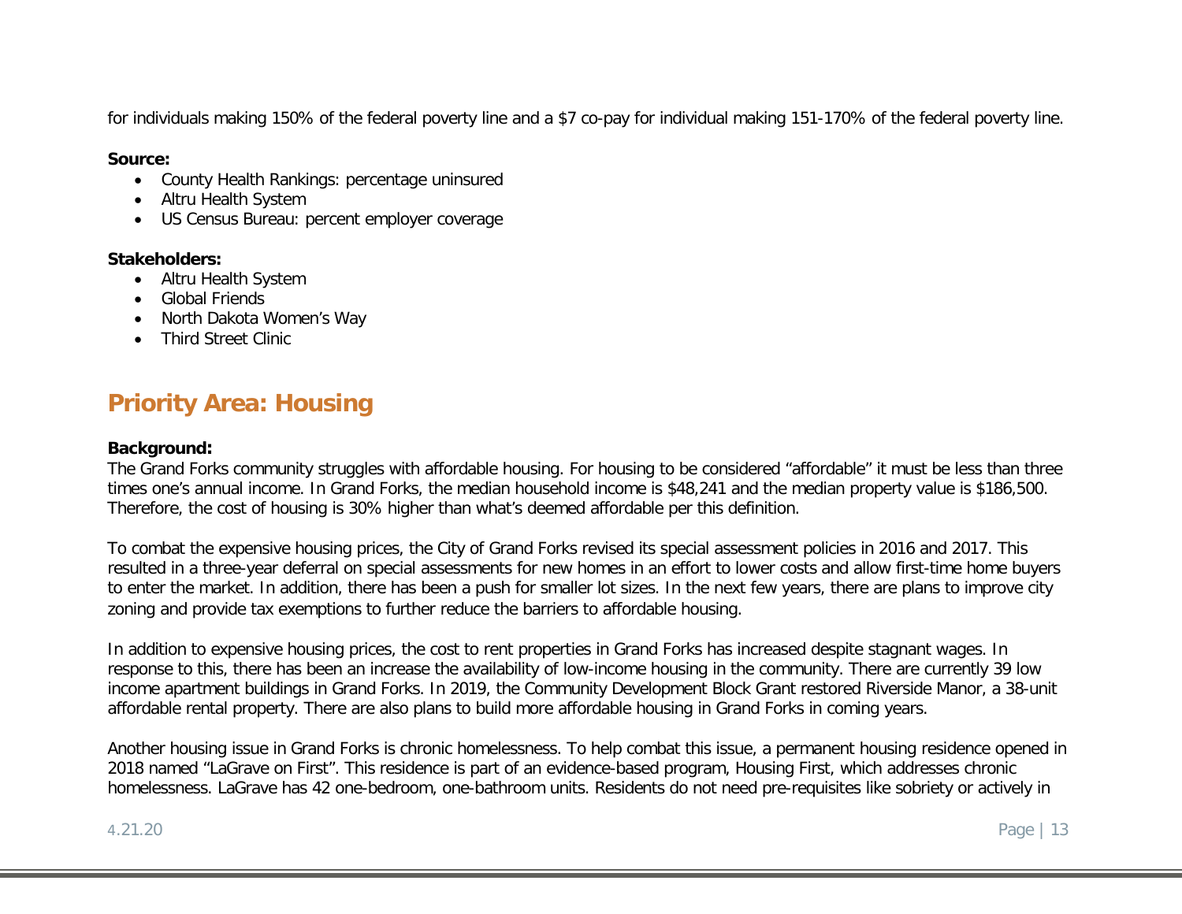for individuals making 150% of the federal poverty line and a $7 co-pay for individual making 151-170% of the federal poverty line.

**Source:**

- County Health Rankings: percentage uninsured
- Altru Health System
- US Census Bureau: percent employer coverage

**Stakeholders:**

- Altru Health System
- Global Friends
- North Dakota Women's Way
- Third Street Clinic

## Priority Area: Housing

**Background:**
The Grand Forks community struggles with affordable housing. For housing to be considered "affordable" it must be less than three times one's annual income. In Grand Forks, the median household income is $48,241 and the median property value is $186,500. Therefore, the cost of housing is 30% higher than what's deemed affordable per this definition.

To combat the expensive housing prices, the City of Grand Forks revised its special assessment policies in 2016 and 2017. This resulted in a three-year deferral on special assessments for new homes in an effort to lower costs and allow first-time home buyers to enter the market. In addition, there has been a push for smaller lot sizes. In the next few years, there are plans to improve city zoning and provide tax exemptions to further reduce the barriers to affordable housing.

In addition to expensive housing prices, the cost to rent properties in Grand Forks has increased despite stagnant wages. In response to this, there has been an increase the availability of low-income housing in the community. There are currently 39 low income apartment buildings in Grand Forks. In 2019, the Community Development Block Grant restored Riverside Manor, a 38-unit affordable rental property. There are also plans to build more affordable housing in Grand Forks in coming years.

Another housing issue in Grand Forks is chronic homelessness. To help combat this issue, a permanent housing residence opened in 2018 named "LaGrave on First". This residence is part of an evidence-based program, Housing First, which addresses chronic homelessness. LaGrave has 42 one-bedroom, one-bathroom units. Residents do not need pre-requisites like sobriety or actively in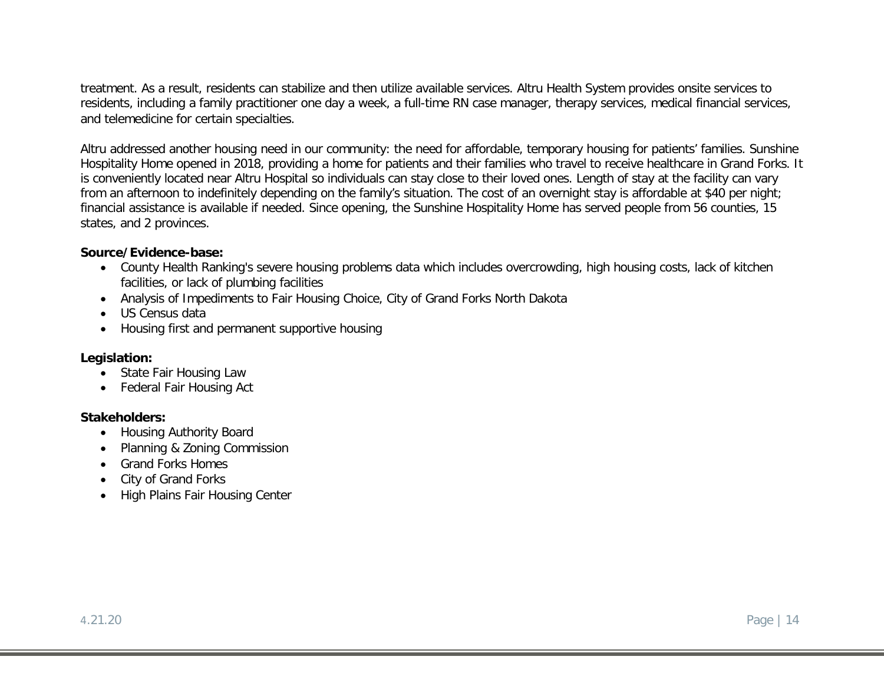treatment. As a result, residents can stabilize and then utilize available services. Altru Health System provides onsite services to residents, including a family practitioner one day a week, a full-time RN case manager, therapy services, medical financial services, and telemedicine for certain specialties.

Altru addressed another housing need in our community: the need for affordable, temporary housing for patients' families. Sunshine Hospitality Home opened in 2018, providing a home for patients and their families who travel to receive healthcare in Grand Forks. It is conveniently located near Altru Hospital so individuals can stay close to their loved ones. Length of stay at the facility can vary from an afternoon to indefinitely depending on the family's situation. The cost of an overnight stay is affordable at $40 per night; financial assistance is available if needed. Since opening, the Sunshine Hospitality Home has served people from 56 counties, 15 states, and 2 provinces.

**Source/Evidence-base:**

- County Health Ranking's severe housing problems data which includes overcrowding, high housing costs, lack of kitchen facilities, or lack of plumbing facilities
- Analysis of Impediments to Fair Housing Choice, City of Grand Forks North Dakota
- US Census data
- Housing first and permanent supportive housing

**Legislation:**

- State Fair Housing Law
- Federal Fair Housing Act

**Stakeholders:**

- Housing Authority Board
- Planning & Zoning Commission
- Grand Forks Homes
- City of Grand Forks
- High Plains Fair Housing Center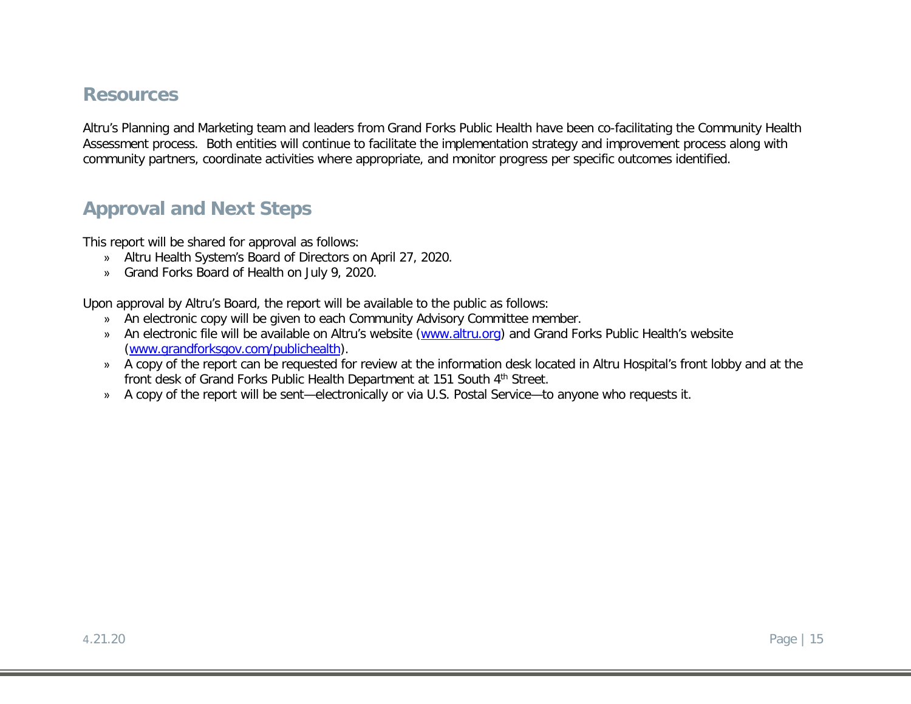## Resources

Altru's Planning and Marketing team and leaders from Grand Forks Public Health have been co-facilitating the Community Health Assessment process. Both entities will continue to facilitate the implementation strategy and improvement process along with community partners, coordinate activities where appropriate, and monitor progress per specific outcomes identified.

## Approval and Next Steps

This report will be shared for approval as follows:

- Altru Health System's Board of Directors on April 27, 2020.
- Grand Forks Board of Health on July 9, 2020.

Upon approval by Altru's Board, the report will be available to the public as follows:

- An electronic copy will be given to each Community Advisory Committee member.
- An electronic file will be available on Altru's website ([www.altru.org](www.altru.org)) and Grand Forks Public Health's website ([www.grandforksgov.com/publichealth](www.grandforksgov.com/publichealth)).
- A copy of the report can be requested for review at the information desk located in Altru Hospital's front lobby and at the front desk of Grand Forks Public Health Department at 151 South 4th Street.
- A copy of the report will be sent—electronically or via U.S. Postal Service—to anyone who requests it.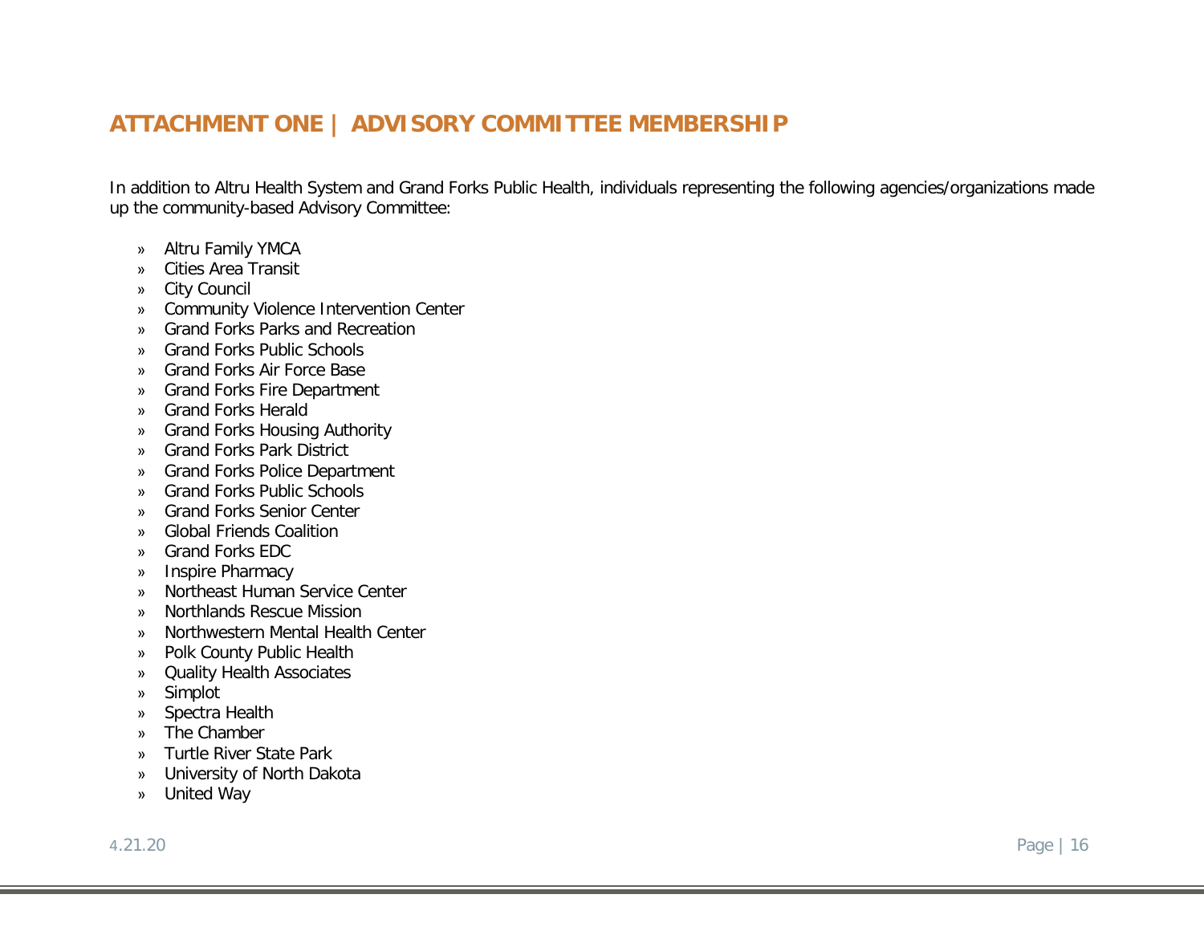## ATTACHMENT ONE | ADVISORY COMMITTEE MEMBERSHIP

In addition to Altru Health System and Grand Forks Public Health, individuals representing the following agencies/organizations made up the community-based Advisory Committee:

- Altru Family YMCA
- Cities Area Transit
- City Council
- Community Violence Intervention Center
- Grand Forks Parks and Recreation
- Grand Forks Public Schools
- Grand Forks Air Force Base
- Grand Forks Fire Department
- Grand Forks Herald
- Grand Forks Housing Authority
- Grand Forks Park District
- Grand Forks Police Department
- Grand Forks Public Schools
- Grand Forks Senior Center
- Global Friends Coalition
- Grand Forks EDC
- Inspire Pharmacy
- Northeast Human Service Center
- Northlands Rescue Mission
- Northwestern Mental Health Center
- Polk County Public Health
- Quality Health Associates
- Simplot
- Spectra Health
- The Chamber
- Turtle River State Park
- University of North Dakota
- United Way